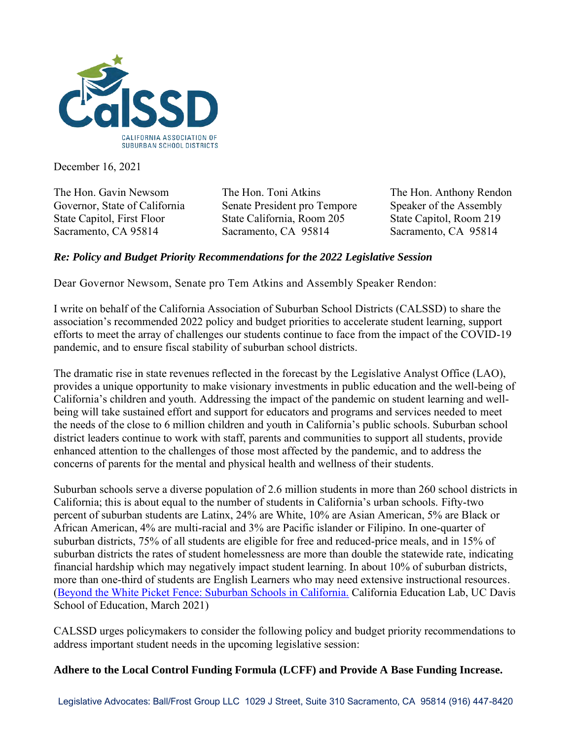CalSSD

CALIFORNIA ASSOCIATION OF SUBURBAN SCHOOL DISTRICTS

December 16, 2021

The Hon. Gavin Newsom
Governor, State of California
State Capitol, First Floor
Sacramento, CA 95814

The Hon. Toni Atkins
Senate President pro Tempore
State California, Room 205
Sacramento, CA 95814

The Hon. Anthony Rendon
Speaker of the Assembly
State Capitol, Room 219
Sacramento, CA 95814

***Re: Policy and Budget Priority Recommendations for the 2022 Legislative Session***

Dear Governor Newsom, Senate pro Tem Atkins and Assembly Speaker Rendon:

I write on behalf of the California Association of Suburban School Districts (CALSSD) to share the association's recommended 2022 policy and budget priorities to accelerate student learning, support efforts to meet the array of challenges our students continue to face from the impact of the COVID-19 pandemic, and to ensure fiscal stability of suburban school districts.

The dramatic rise in state revenues reflected in the forecast by the Legislative Analyst Office (LAO), provides a unique opportunity to make visionary investments in public education and the well-being of California's children and youth. Addressing the impact of the pandemic on student learning and well-being will take sustained effort and support for educators and programs and services needed to meet the needs of the close to 6 million children and youth in California's public schools. Suburban school district leaders continue to work with staff, parents and communities to support all students, provide enhanced attention to the challenges of those most affected by the pandemic, and to address the concerns of parents for the mental and physical health and wellness of their students.

Suburban schools serve a diverse population of 2.6 million students in more than 260 school districts in California; this is about equal to the number of students in California's urban schools. Fifty-two percent of suburban students are Latinx, 24% are White, 10% are Asian American, 5% are Black or African American, 4% are multi-racial and 3% are Pacific islander or Filipino. In one-quarter of suburban districts, 75% of all students are eligible for free and reduced-price meals, and in 15% of suburban districts the rates of student homelessness are more than double the statewide rate, indicating financial hardship which may negatively impact student learning. In about 10% of suburban districts, more than one-third of students are English Learners who may need extensive instructional resources. (Beyond the White Picket Fence: Suburban Schools in California. California Education Lab, UC Davis School of Education, March 2021)

CALSSD urges policymakers to consider the following policy and budget priority recommendations to address important student needs in the upcoming legislative session:

**Adhere to the Local Control Funding Formula (LCFF) and Provide A Base Funding Increase.**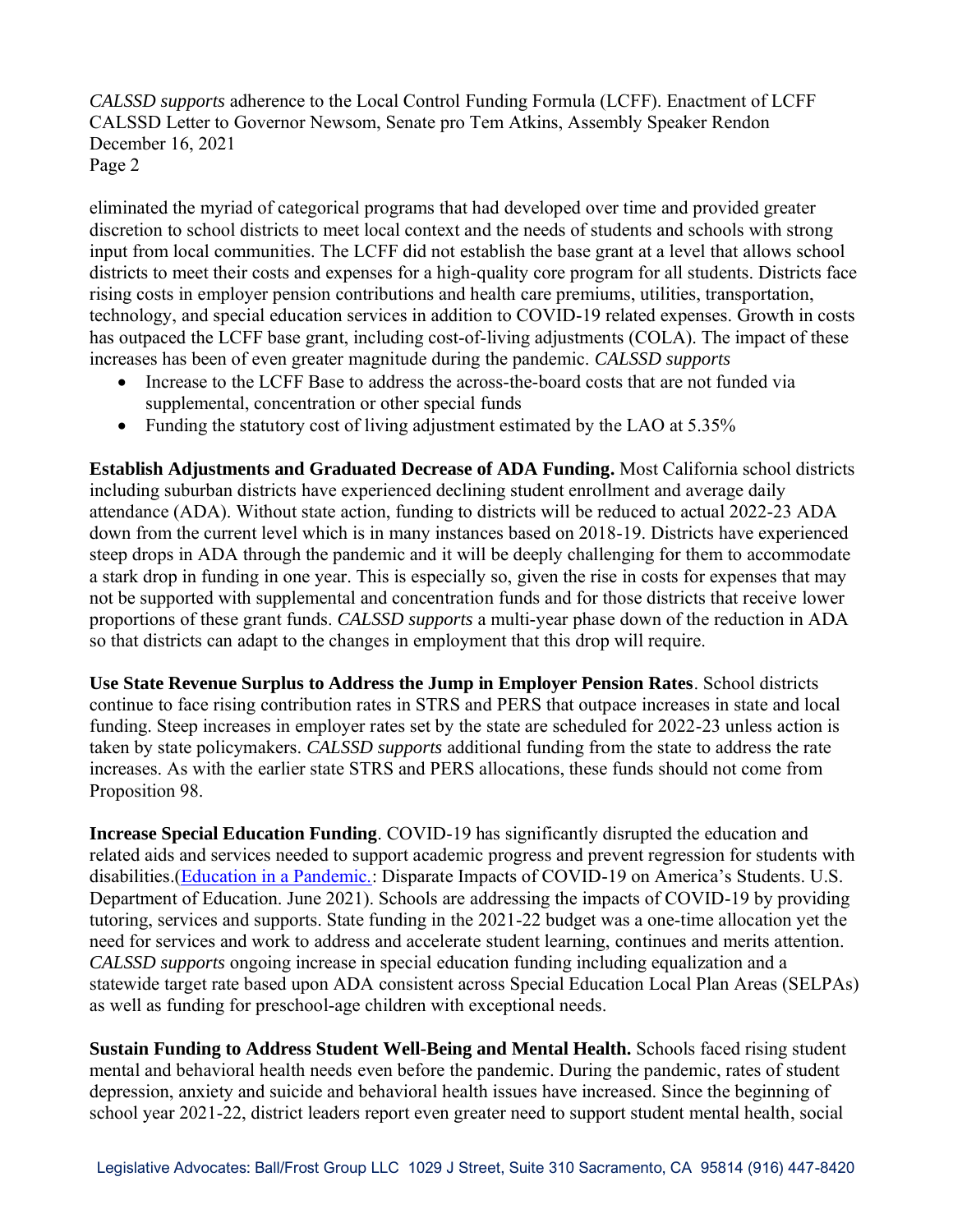*CALSSD supports* adherence to the Local Control Funding Formula (LCFF). Enactment of LCFF eliminated the myriad of categorical programs that had developed over time and provided greater discretion to school districts to meet local context and the needs of students and schools with strong input from local communities. The LCFF did not establish the base grant at a level that allows school districts to meet their costs and expenses for a high-quality core program for all students. Districts face rising costs in employer pension contributions and health care premiums, utilities, transportation, technology, and special education services in addition to COVID-19 related expenses. Growth in costs has outpaced the LCFF base grant, including cost-of-living adjustments (COLA). The impact of these increases has been of even greater magnitude during the pandemic. *CALSSD supports*

- Increase to the LCFF Base to address the across-the-board costs that are not funded via supplemental, concentration or other special funds
- Funding the statutory cost of living adjustment estimated by the LAO at 5.35%

**Establish Adjustments and Graduated Decrease of ADA Funding.** Most California school districts including suburban districts have experienced declining student enrollment and average daily attendance (ADA). Without state action, funding to districts will be reduced to actual 2022-23 ADA down from the current level which is in many instances based on 2018-19. Districts have experienced steep drops in ADA through the pandemic and it will be deeply challenging for them to accommodate a stark drop in funding in one year. This is especially so, given the rise in costs for expenses that may not be supported with supplemental and concentration funds and for those districts that receive lower proportions of these grant funds. *CALSSD supports* a multi-year phase down of the reduction in ADA so that districts can adapt to the changes in employment that this drop will require.

**Use State Revenue Surplus to Address the Jump in Employer Pension Rates**. School districts continue to face rising contribution rates in STRS and PERS that outpace increases in state and local funding. Steep increases in employer rates set by the state are scheduled for 2022-23 unless action is taken by state policymakers. *CALSSD supports* additional funding from the state to address the rate increases. As with the earlier state STRS and PERS allocations, these funds should not come from Proposition 98.

**Increase Special Education Funding**. COVID-19 has significantly disrupted the education and related aids and services needed to support academic progress and prevent regression for students with disabilities.(Education in a Pandemic.: Disparate Impacts of COVID-19 on America's Students. U.S. Department of Education. June 2021). Schools are addressing the impacts of COVID-19 by providing tutoring, services and supports. State funding in the 2021-22 budget was a one-time allocation yet the need for services and work to address and accelerate student learning, continues and merits attention. *CALSSD supports* ongoing increase in special education funding including equalization and a statewide target rate based upon ADA consistent across Special Education Local Plan Areas (SELPAs) as well as funding for preschool-age children with exceptional needs.

**Sustain Funding to Address Student Well-Being and Mental Health.** Schools faced rising student mental and behavioral health needs even before the pandemic. During the pandemic, rates of student depression, anxiety and suicide and behavioral health issues have increased. Since the beginning of school year 2021-22, district leaders report even greater need to support student mental health, social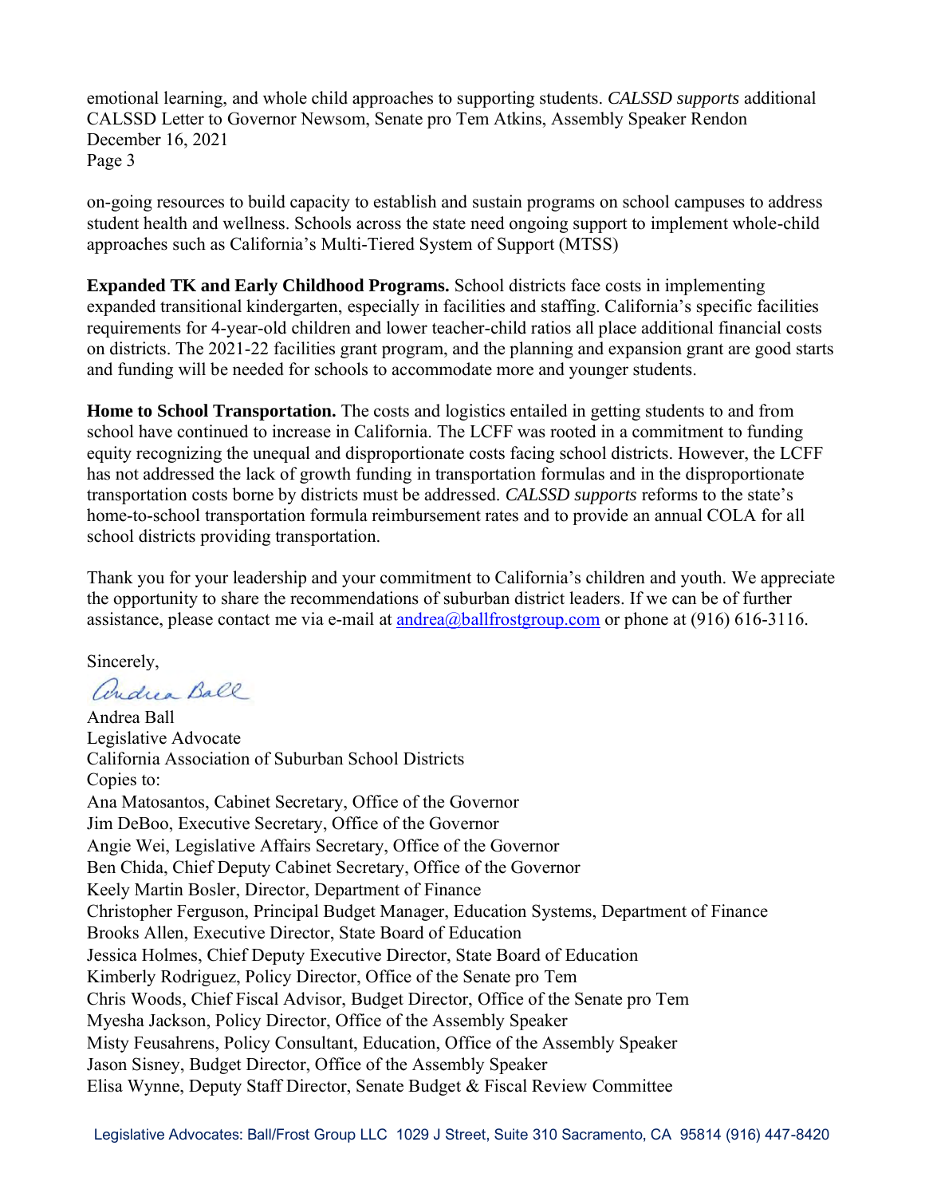emotional learning, and whole child approaches to supporting students. *CALSSD supports* additional

on-going resources to build capacity to establish and sustain programs on school campuses to address student health and wellness. Schools across the state need ongoing support to implement whole-child approaches such as California's Multi-Tiered System of Support (MTSS)

**Expanded TK and Early Childhood Programs.** School districts face costs in implementing expanded transitional kindergarten, especially in facilities and staffing. California's specific facilities requirements for 4-year-old children and lower teacher-child ratios all place additional financial costs on districts. The 2021-22 facilities grant program, and the planning and expansion grant are good starts and funding will be needed for schools to accommodate more and younger students.

**Home to School Transportation.** The costs and logistics entailed in getting students to and from school have continued to increase in California. The LCFF was rooted in a commitment to funding equity recognizing the unequal and disproportionate costs facing school districts. However, the LCFF has not addressed the lack of growth funding in transportation formulas and in the disproportionate transportation costs borne by districts must be addressed. *CALSSD supports* reforms to the state's home-to-school transportation formula reimbursement rates and to provide an annual COLA for all school districts providing transportation.

Thank you for your leadership and your commitment to California's children and youth. We appreciate the opportunity to share the recommendations of suburban district leaders. If we can be of further assistance, please contact me via e-mail at andrea@ballfrostgroup.com or phone at (916) 616-3116.

Sincerely,

Andrea Ball

Andrea Ball
Legislative Advocate
California Association of Suburban School Districts

Copies to:
Ana Matosantos, Cabinet Secretary, Office of the Governor
Jim DeBoo, Executive Secretary, Office of the Governor
Angie Wei, Legislative Affairs Secretary, Office of the Governor
Ben Chida, Chief Deputy Cabinet Secretary, Office of the Governor
Keely Martin Bosler, Director, Department of Finance
Christopher Ferguson, Principal Budget Manager, Education Systems, Department of Finance
Brooks Allen, Executive Director, State Board of Education
Jessica Holmes, Chief Deputy Executive Director, State Board of Education
Kimberly Rodriguez, Policy Director, Office of the Senate pro Tem
Chris Woods, Chief Fiscal Advisor, Budget Director, Office of the Senate pro Tem
Myesha Jackson, Policy Director, Office of the Assembly Speaker
Misty Feusahrens, Policy Consultant, Education, Office of the Assembly Speaker
Jason Sisney, Budget Director, Office of the Assembly Speaker
Elisa Wynne, Deputy Staff Director, Senate Budget & Fiscal Review Committee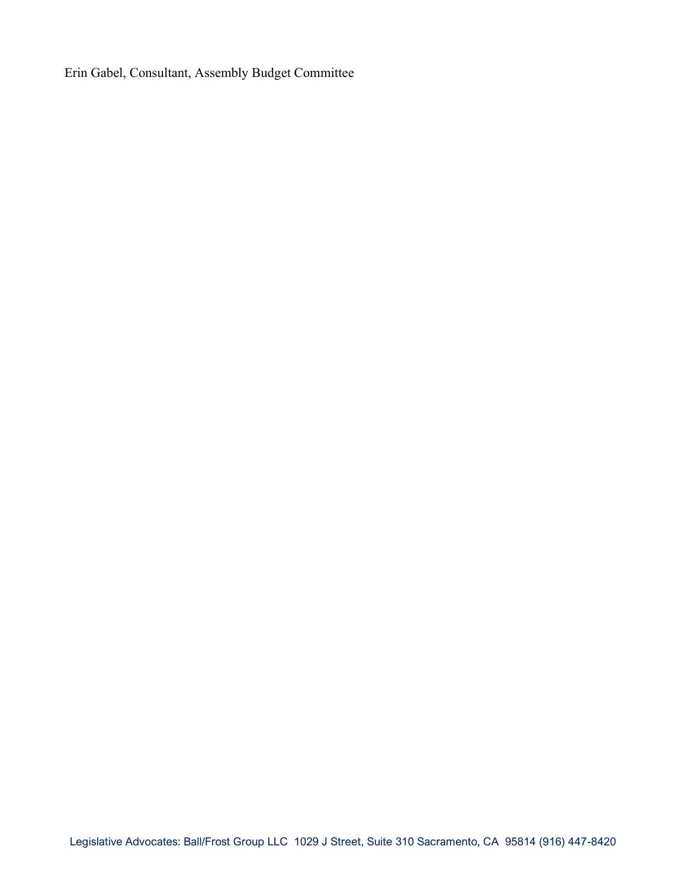Erin Gabel, Consultant, Assembly Budget Committee